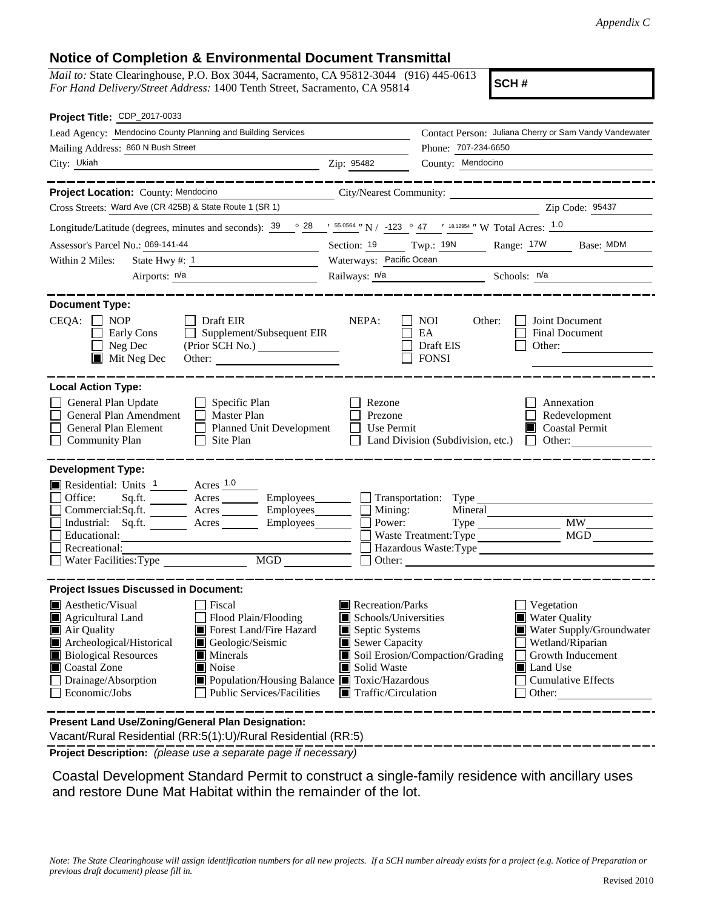*Appendix C*

## Notice of Completion & Environmental Document Transmittal

*Mail to:* State Clearinghouse, P.O. Box 3044, Sacramento, CA 95812-3044 (916) 445-0613
*For Hand Delivery/Street Address:* 1400 Tenth Street, Sacramento, CA 95814

**SCH #**

**Project Title:** CDP_2017-0033

Lead Agency: Mendocino County Planning and Building Services
Contact Person: Juliana Cherry or Sam Vandy Vandewater

Mailing Address: 860 N Bush Street
Phone: 707-234-6650

City: Ukiah
Zip: 95482
County: Mendocino

---

**Project Location:** County: Mendocino
City/Nearest Community:

Cross Streets: Ward Ave (CR 425B) & State Route 1 (SR 1)
Zip Code: 95437

Longitude/Latitude (degrees, minutes and seconds): 39 ° 28 ′ 55.0564 ″ N / -123 ° 47 ′ 18.12954 ″ W Total Acres: 1.0

Assessor's Parcel No.: 069-141-44
Section: 19 Twp.: 19N Range: 17W Base: MDM

Within 2 Miles: State Hwy #: 1
Waterways: Pacific Ocean

Airports: n/a
Railways: n/a
Schools: n/a

---

**Document Type:**

CEQA:
- ☐ NOP
- ☐ Early Cons
- ☐ Neg Dec
- ☒ Mit Neg Dec
- ☐ Draft EIR
- ☐ Supplement/Subsequent EIR (Prior SCH No.)
- Other:

NEPA:
- ☐ NOI
- ☐ EA
- ☐ Draft EIS
- ☐ FONSI

Other:
- ☐ Joint Document
- ☐ Final Document
- ☐ Other:

---

**Local Action Type:**

- ☐ General Plan Update
- ☐ General Plan Amendment
- ☐ General Plan Element
- ☐ Community Plan
- ☐ Specific Plan
- ☐ Master Plan
- ☐ Planned Unit Development
- ☐ Site Plan
- ☐ Rezone
- ☐ Prezone
- ☐ Use Permit
- ☐ Land Division (Subdivision, etc.)
- ☐ Annexation
- ☐ Redevelopment
- ☒ Coastal Permit
- ☐ Other:

---

**Development Type:**

- ☒ Residential: Units 1 Acres 1.0
- ☐ Office: Sq.ft. Acres Employees
- ☐ Commercial: Sq.ft. Acres Employees
- ☐ Industrial: Sq.ft. Acres Employees
- ☐ Educational:
- ☐ Recreational:
- ☐ Water Facilities: Type MGD
- ☐ Transportation: Type
- ☐ Mining: Mineral
- ☐ Power: Type MW
- ☐ Waste Treatment: Type MGD
- ☐ Hazardous Waste: Type
- ☐ Other:

---

**Project Issues Discussed in Document:**

- ☒ Aesthetic/Visual
- ☒ Agricultural Land
- ☒ Air Quality
- ☒ Archeological/Historical
- ☒ Biological Resources
- ☒ Coastal Zone
- ☐ Drainage/Absorption
- ☐ Economic/Jobs
- ☐ Fiscal
- ☐ Flood Plain/Flooding
- ☒ Forest Land/Fire Hazard
- ☒ Geologic/Seismic
- ☒ Minerals
- ☒ Noise
- ☒ Population/Housing Balance
- ☐ Public Services/Facilities
- ☒ Recreation/Parks
- ☒ Schools/Universities
- ☒ Septic Systems
- ☒ Sewer Capacity
- ☒ Soil Erosion/Compaction/Grading
- ☒ Solid Waste
- ☒ Toxic/Hazardous
- ☒ Traffic/Circulation
- ☐ Vegetation
- ☒ Water Quality
- ☒ Water Supply/Groundwater
- ☐ Wetland/Riparian
- ☐ Growth Inducement
- ☒ Land Use
- ☐ Cumulative Effects
- ☐ Other:

---

**Present Land Use/Zoning/General Plan Designation:**

Vacant/Rural Residential (RR:5(1):U)/Rural Residential (RR:5)

**Project Description:** *(please use a separate page if necessary)*

Coastal Development Standard Permit to construct a single-family residence with ancillary uses and restore Dune Mat Habitat within the remainder of the lot.

*Note: The State Clearinghouse will assign identification numbers for all new projects. If a SCH number already exists for a project (e.g. Notice of Preparation or previous draft document) please fill in.*

Revised 2010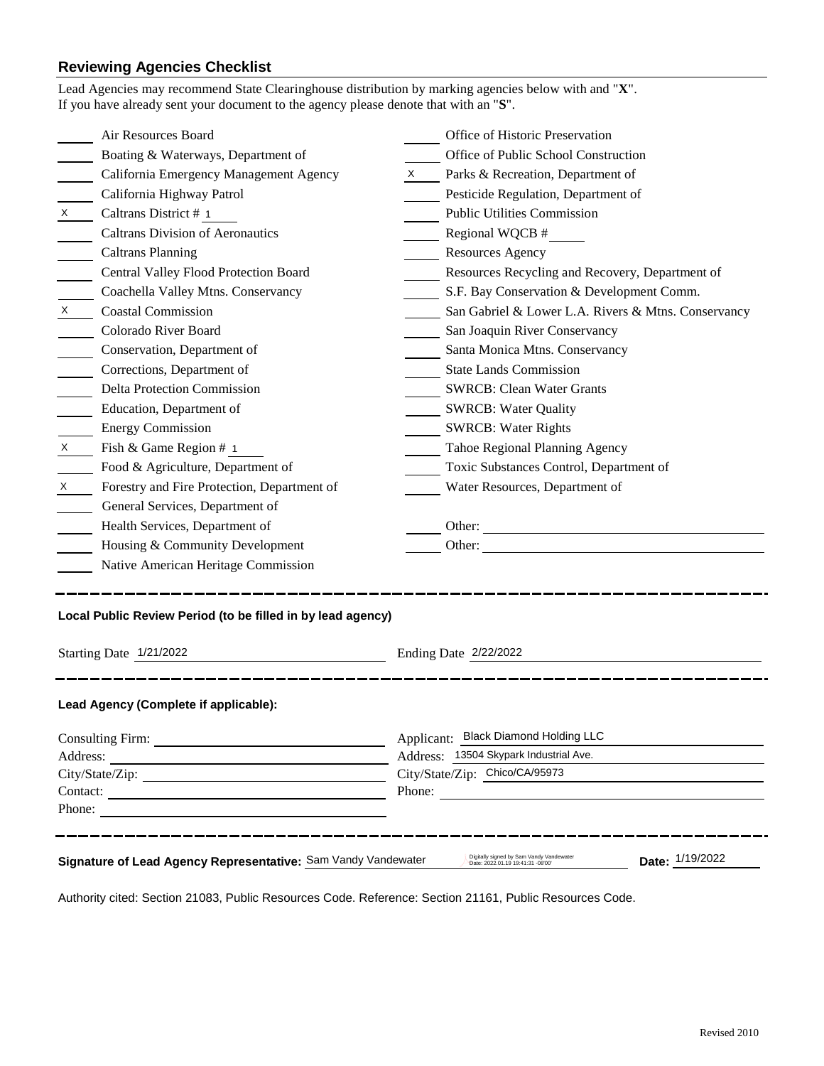## Reviewing Agencies Checklist

Lead Agencies may recommend State Clearinghouse distribution by marking agencies below with and "**X**".
If you have already sent your document to the agency please denote that with an "**S**".

| | | | |
|---|---|---|---|
| | Air Resources Board | | Office of Historic Preservation |
| | Boating & Waterways, Department of | | Office of Public School Construction |
| | California Emergency Management Agency | X | Parks & Recreation, Department of |
| | California Highway Patrol | | Pesticide Regulation, Department of |
| X | Caltrans District # 1 | | Public Utilities Commission |
| | Caltrans Division of Aeronautics | | Regional WQCB # |
| | Caltrans Planning | | Resources Agency |
| | Central Valley Flood Protection Board | | Resources Recycling and Recovery, Department of |
| | Coachella Valley Mtns. Conservancy | | S.F. Bay Conservation & Development Comm. |
| X | Coastal Commission | | San Gabriel & Lower L.A. Rivers & Mtns. Conservancy |
| | Colorado River Board | | San Joaquin River Conservancy |
| | Conservation, Department of | | Santa Monica Mtns. Conservancy |
| | Corrections, Department of | | State Lands Commission |
| | Delta Protection Commission | | SWRCB: Clean Water Grants |
| | Education, Department of | | SWRCB: Water Quality |
| | Energy Commission | | SWRCB: Water Rights |
| X | Fish & Game Region # 1 | | Tahoe Regional Planning Agency |
| | Food & Agriculture, Department of | | Toxic Substances Control, Department of |
| X | Forestry and Fire Protection, Department of | | Water Resources, Department of |
| | General Services, Department of | | |
| | Health Services, Department of | | Other: |
| | Housing & Community Development | | Other: |
| | Native American Heritage Commission | | |

---

**Local Public Review Period (to be filled in by lead agency)**

Starting Date 1/21/2022 Ending Date 2/22/2022

---

**Lead Agency (Complete if applicable):**

Consulting Firm:
Address:
City/State/Zip:
Contact:
Phone:

Applicant: Black Diamond Holding LLC
Address: 13504 Skypark Industrial Ave.
City/State/Zip: Chico/CA/95973
Phone:

---

**Signature of Lead Agency Representative:** Sam Vandy Vandewater Digitally signed by Sam Vandy Vandewater Date: 2022.01.19 19:41:31 -08'00' **Date:** 1/19/2022

Authority cited: Section 21083, Public Resources Code. Reference: Section 21161, Public Resources Code.

Revised 2010